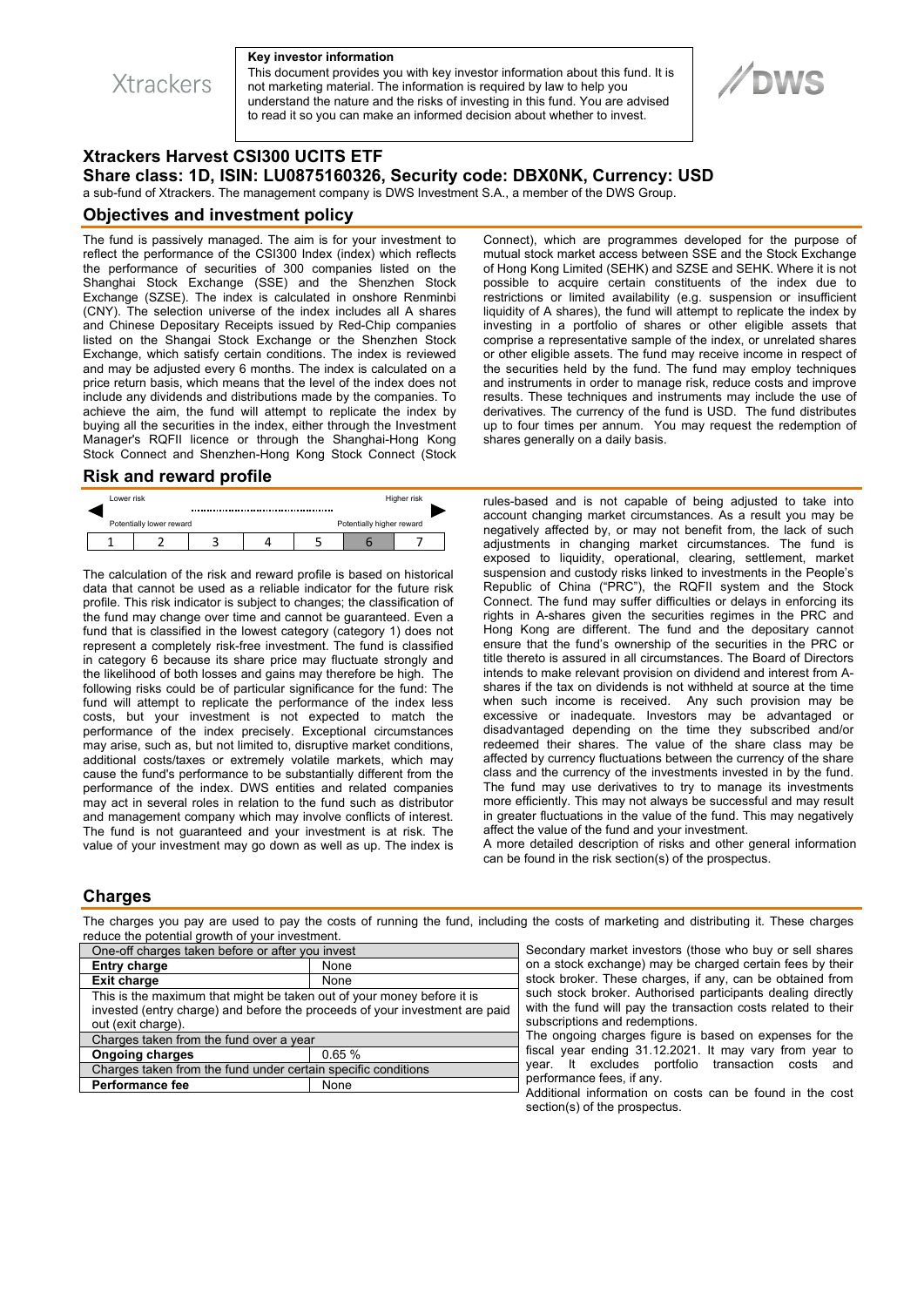Xtrackers

**Key investor information**

This document provides you with key investor information about this fund. It is not marketing material. The information is required by law to help you understand the nature and the risks of investing in this fund. You are advised to read it so you can make an informed decision about whether to invest.

DWS

# Xtrackers Harvest CSI300 UCITS ETF

## Share class: 1D, ISIN: LU0875160326, Security code: DBX0NK, Currency: USD

a sub-fund of Xtrackers. The management company is DWS Investment S.A., a member of the DWS Group.

## Objectives and investment policy

The fund is passively managed. The aim is for your investment to reflect the performance of the CSI300 Index (index) which reflects the performance of securities of 300 companies listed on the Shanghai Stock Exchange (SSE) and the Shenzhen Stock Exchange (SZSE). The index is calculated in onshore Renminbi (CNY). The selection universe of the index includes all A shares and Chinese Depositary Receipts issued by Red-Chip companies listed on the Shangai Stock Exchange or the Shenzhen Stock Exchange, which satisfy certain conditions. The index is reviewed and may be adjusted every 6 months. The index is calculated on a price return basis, which means that the level of the index does not include any dividends and distributions made by the companies. To achieve the aim, the fund will attempt to replicate the index by buying all the securities in the index, either through the Investment Manager's RQFII licence or through the Shanghai-Hong Kong Stock Connect and Shenzhen-Hong Kong Stock Connect (Stock Connect), which are programmes developed for the purpose of mutual stock market access between SSE and the Stock Exchange of Hong Kong Limited (SEHK) and SZSE and SEHK. Where it is not possible to acquire certain constituents of the index due to restrictions or limited availability (e.g. suspension or insufficient liquidity of A shares), the fund will attempt to replicate the index by investing in a portfolio of shares or other eligible assets that comprise a representative sample of the index, or unrelated shares or other eligible assets. The fund may receive income in respect of the securities held by the fund. The fund may employ techniques and instruments in order to manage risk, reduce costs and improve results. These techniques and instruments may include the use of derivatives. The currency of the fund is USD. The fund distributes up to four times per annum. You may request the redemption of shares generally on a daily basis.

## Risk and reward profile

| Lower risk | | | | | | Higher risk |
|---|---|---|---|---|---|---|
| Potentially lower reward | | | | | | Potentially higher reward |
| 1 | 2 | 3 | 4 | 5 | **6** | 7 |

The calculation of the risk and reward profile is based on historical data that cannot be used as a reliable indicator for the future risk profile. This risk indicator is subject to changes; the classification of the fund may change over time and cannot be guaranteed. Even a fund that is classified in the lowest category (category 1) does not represent a completely risk-free investment. The fund is classified in category 6 because its share price may fluctuate strongly and the likelihood of both losses and gains may therefore be high. The following risks could be of particular significance for the fund: The fund will attempt to replicate the performance of the index less costs, but your investment is not expected to match the performance of the index precisely. Exceptional circumstances may arise, such as, but not limited to, disruptive market conditions, additional costs/taxes or extremely volatile markets, which may cause the fund's performance to be substantially different from the performance of the index. DWS entities and related companies may act in several roles in relation to the fund such as distributor and management company which may involve conflicts of interest. The fund is not guaranteed and your investment is at risk. The value of your investment may go down as well as up. The index is rules-based and is not capable of being adjusted to take into account changing market circumstances. As a result you may be negatively affected by, or may not benefit from, the lack of such adjustments in changing market circumstances. The fund is exposed to liquidity, operational, clearing, settlement, market suspension and custody risks linked to investments in the People's Republic of China ("PRC"), the RQFII system and the Stock Connect. The fund may suffer difficulties or delays in enforcing its rights in A-shares given the securities regimes in the PRC and Hong Kong are different. The fund and the depositary cannot ensure that the fund's ownership of the securities in the PRC or title thereto is assured in all circumstances. The Board of Directors intends to make relevant provision on dividend and interest from A-shares if the tax on dividends is not withheld at source at the time when such income is received. Any such provision may be excessive or inadequate. Investors may be advantaged or disadvantaged depending on the time they subscribed and/or redeemed their shares. The value of the share class may be affected by currency fluctuations between the currency of the share class and the currency of the investments invested in by the fund. The fund may use derivatives to try to manage its investments more efficiently. This may not always be successful and may result in greater fluctuations in the value of the fund. This may negatively affect the value of the fund and your investment.

A more detailed description of risks and other general information can be found in the risk section(s) of the prospectus.

## Charges

The charges you pay are used to pay the costs of running the fund, including the costs of marketing and distributing it. These charges reduce the potential growth of your investment.

| One-off charges taken before or after you invest | |
|---|---|
| **Entry charge** | None |
| **Exit charge** | None |
| This is the maximum that might be taken out of your money before it is invested (entry charge) and before the proceeds of your investment are paid out (exit charge). | |
| Charges taken from the fund over a year | |
| **Ongoing charges** | 0.65 % |
| Charges taken from the fund under certain specific conditions | |
| **Performance fee** | None |

Secondary market investors (those who buy or sell shares on a stock exchange) may be charged certain fees by their stock broker. These charges, if any, can be obtained from such stock broker. Authorised participants dealing directly with the fund will pay the transaction costs related to their subscriptions and redemptions.

The ongoing charges figure is based on expenses for the fiscal year ending 31.12.2021. It may vary from year to year. It excludes portfolio transaction costs and performance fees, if any.

Additional information on costs can be found in the cost section(s) of the prospectus.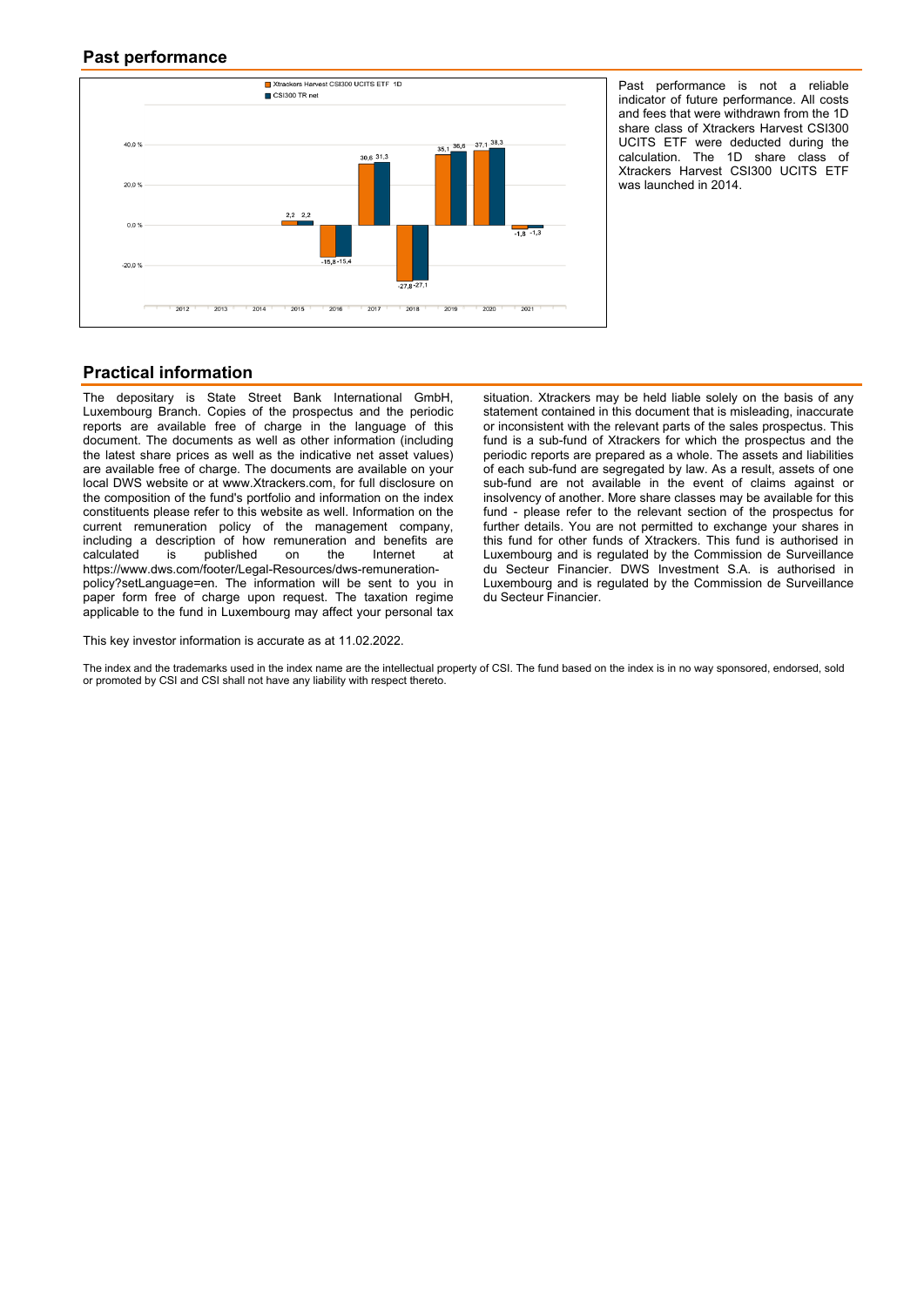## Past performance

Xtrackers Harvest CSI300 UCITS ETF 1D
CSI300 TR net

40,0 %
20,0 %
0,0 %
-20,0 %

2,2 2,2
-15,8 -15,4
30,6 31,3
-27,8 -27,1
35,1 36,6
37,1 38,3
-1,8 -1,3

2012 2013 2014 2015 2016 2017 2018 2019 2020 2021

Past performance is not a reliable indicator of future performance. All costs and fees that were withdrawn from the 1D share class of Xtrackers Harvest CSI300 UCITS ETF were deducted during the calculation. The 1D share class of Xtrackers Harvest CSI300 UCITS ETF was launched in 2014.

## Practical information

The depositary is State Street Bank International GmbH, Luxembourg Branch. Copies of the prospectus and the periodic reports are available free of charge in the language of this document. The documents as well as other information (including the latest share prices as well as the indicative net asset values) are available free of charge. The documents are available on your local DWS website or at www.Xtrackers.com, for full disclosure on the composition of the fund's portfolio and information on the index constituents please refer to this website as well. Information on the current remuneration policy of the management company, including a description of how remuneration and benefits are calculated is published on the Internet at https://www.dws.com/footer/Legal-Resources/dws-remuneration-policy?setLanguage=en. The information will be sent to you in paper form free of charge upon request. The taxation regime applicable to the fund in Luxembourg may affect your personal tax situation. Xtrackers may be held liable solely on the basis of any statement contained in this document that is misleading, inaccurate or inconsistent with the relevant parts of the sales prospectus. This fund is a sub-fund of Xtrackers for which the prospectus and the periodic reports are prepared as a whole. The assets and liabilities of each sub-fund are segregated by law. As a result, assets of one sub-fund are not available in the event of claims against or insolvency of another. More share classes may be available for this fund - please refer to the relevant section of the prospectus for further details. You are not permitted to exchange your shares in this fund for other funds of Xtrackers. This fund is authorised in Luxembourg and is regulated by the Commission de Surveillance du Secteur Financier. DWS Investment S.A. is authorised in Luxembourg and is regulated by the Commission de Surveillance du Secteur Financier.

This key investor information is accurate as at 11.02.2022.

The index and the trademarks used in the index name are the intellectual property of CSI. The fund based on the index is in no way sponsored, endorsed, sold or promoted by CSI and CSI shall not have any liability with respect thereto.